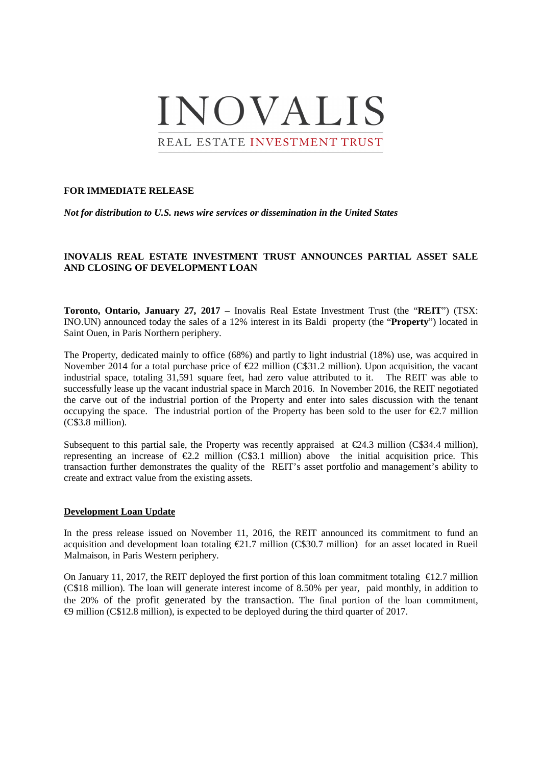# INOVALIS

REAL ESTATE INVESTMENT TRUST

**FOR IMMEDIATE RELEASE**

***Not for distribution to U.S. news wire services or dissemination in the United States***

**INOVALIS REAL ESTATE INVESTMENT TRUST ANNOUNCES PARTIAL ASSET SALE AND CLOSING OF DEVELOPMENT LOAN**

**Toronto, Ontario, January 27, 2017** – Inovalis Real Estate Investment Trust (the "**REIT**") (TSX: INO.UN) announced today the sales of a 12% interest in its Baldi property (the "**Property**") located in Saint Ouen, in Paris Northern periphery.

The Property, dedicated mainly to office (68%) and partly to light industrial (18%) use, was acquired in November 2014 for a total purchase price of €22 million (C$31.2 million). Upon acquisition, the vacant industrial space, totaling 31,591 square feet, had zero value attributed to it. The REIT was able to successfully lease up the vacant industrial space in March 2016. In November 2016, the REIT negotiated the carve out of the industrial portion of the Property and enter into sales discussion with the tenant occupying the space. The industrial portion of the Property has been sold to the user for €2.7 million (C$3.8 million).

Subsequent to this partial sale, the Property was recently appraised at €24.3 million (C$34.4 million), representing an increase of €2.2 million (C$3.1 million) above the initial acquisition price. This transaction further demonstrates the quality of the REIT's asset portfolio and management's ability to create and extract value from the existing assets.

**<u>Development Loan Update</u>**

In the press release issued on November 11, 2016, the REIT announced its commitment to fund an acquisition and development loan totaling €21.7 million (C$30.7 million) for an asset located in Rueil Malmaison, in Paris Western periphery.

On January 11, 2017, the REIT deployed the first portion of this loan commitment totaling €12.7 million (C$18 million). The loan will generate interest income of 8.50% per year, paid monthly, in addition to the 20% of the profit generated by the transaction. The final portion of the loan commitment, €9 million (C$12.8 million), is expected to be deployed during the third quarter of 2017.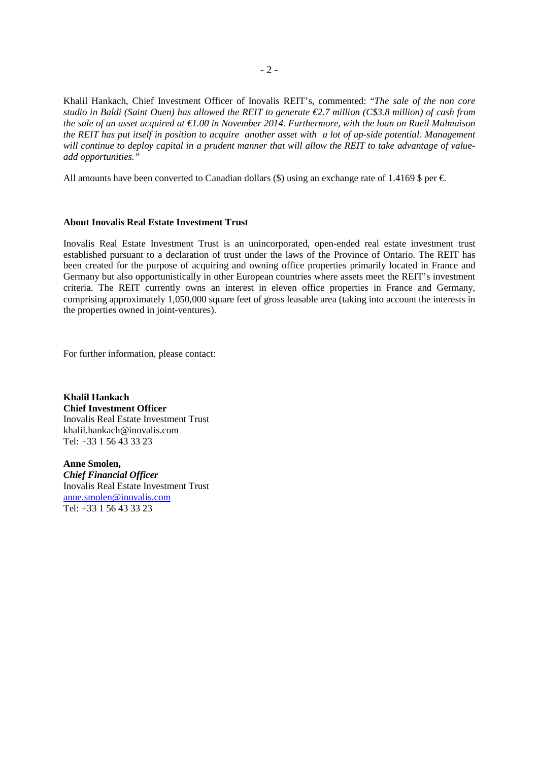Khalil Hankach, Chief Investment Officer of Inovalis REIT's, commented: "*The sale of the non core studio in Baldi (Saint Ouen) has allowed the REIT to generate €2.7 million (C$3.8 million) of cash from the sale of an asset acquired at €1.00 in November 2014. Furthermore, with the loan on Rueil Malmaison the REIT has put itself in position to acquire another asset with a lot of up-side potential. Management will continue to deploy capital in a prudent manner that will allow the REIT to take advantage of value-add opportunities.*"

All amounts have been converted to Canadian dollars ($) using an exchange rate of 1.4169 $ per €.

**About Inovalis Real Estate Investment Trust**

Inovalis Real Estate Investment Trust is an unincorporated, open-ended real estate investment trust established pursuant to a declaration of trust under the laws of the Province of Ontario. The REIT has been created for the purpose of acquiring and owning office properties primarily located in France and Germany but also opportunistically in other European countries where assets meet the REIT's investment criteria. The REIT currently owns an interest in eleven office properties in France and Germany, comprising approximately 1,050,000 square feet of gross leasable area (taking into account the interests in the properties owned in joint-ventures).

For further information, please contact:

**Khalil Hankach**
**Chief Investment Officer**
Inovalis Real Estate Investment Trust
khalil.hankach@inovalis.com
Tel: +33 1 56 43 33 23

**Anne Smolen,**
***Chief Financial Officer***
Inovalis Real Estate Investment Trust
anne.smolen@inovalis.com
Tel: +33 1 56 43 33 23